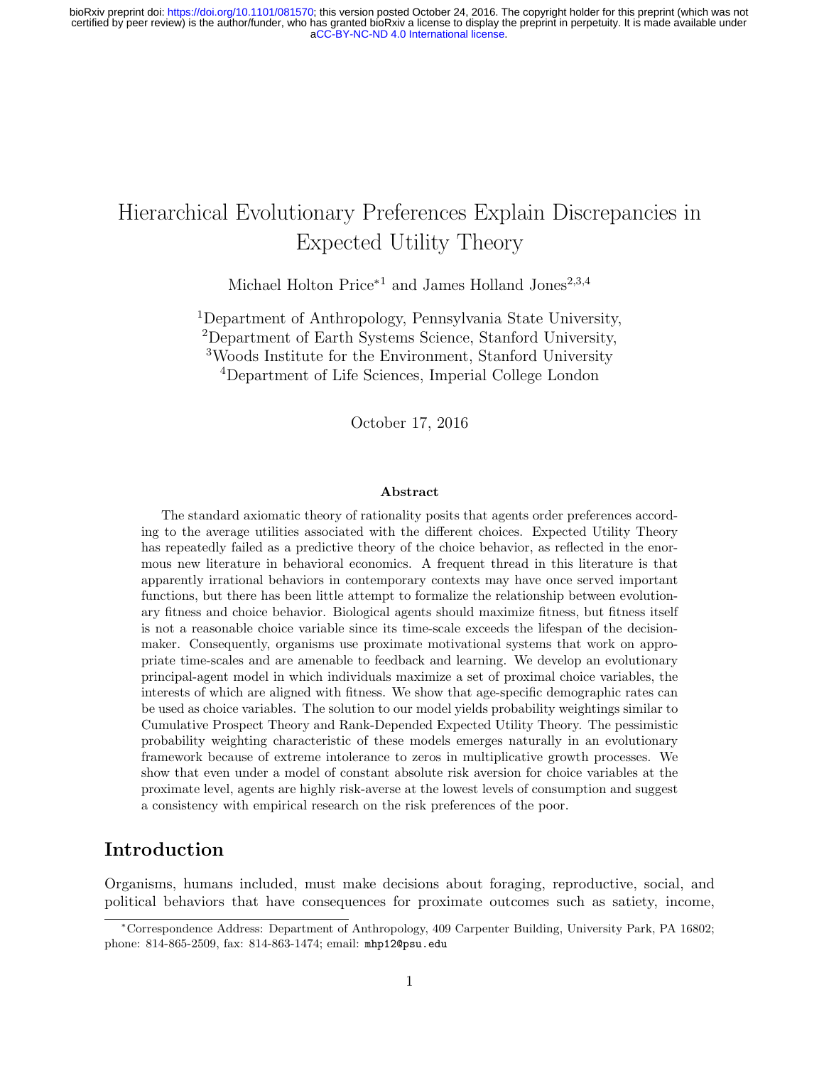# Hierarchical Evolutionary Preferences Explain Discrepancies in Expected Utility Theory

Michael Holton Price*[1] and James Holland Jones[2,3,4]

[1]Department of Anthropology, Pennsylvania State University,
[2]Department of Earth Systems Science, Stanford University,
[3]Woods Institute for the Environment, Stanford University
[4]Department of Life Sciences, Imperial College London

October 17, 2016

### Abstract

The standard axiomatic theory of rationality posits that agents order preferences according to the average utilities associated with the different choices. Expected Utility Theory has repeatedly failed as a predictive theory of the choice behavior, as reflected in the enormous new literature in behavioral economics. A frequent thread in this literature is that apparently irrational behaviors in contemporary contexts may have once served important functions, but there has been little attempt to formalize the relationship between evolutionary fitness and choice behavior. Biological agents should maximize fitness, but fitness itself is not a reasonable choice variable since its time-scale exceeds the lifespan of the decision-maker. Consequently, organisms use proximate motivational systems that work on appropriate time-scales and are amenable to feedback and learning. We develop an evolutionary principal-agent model in which individuals maximize a set of proximal choice variables, the interests of which are aligned with fitness. We show that age-specific demographic rates can be used as choice variables. The solution to our model yields probability weightings similar to Cumulative Prospect Theory and Rank-Depended Expected Utility Theory. The pessimistic probability weighting characteristic of these models emerges naturally in an evolutionary framework because of extreme intolerance to zeros in multiplicative growth processes. We show that even under a model of constant absolute risk aversion for choice variables at the proximate level, agents are highly risk-averse at the lowest levels of consumption and suggest a consistency with empirical research on the risk preferences of the poor.

## Introduction

Organisms, humans included, must make decisions about foraging, reproductive, social, and political behaviors that have consequences for proximate outcomes such as satiety, income,

*Correspondence Address: Department of Anthropology, 409 Carpenter Building, University Park, PA 16802; phone: 814-865-2509, fax: 814-863-1474; email: mhp12@psu.edu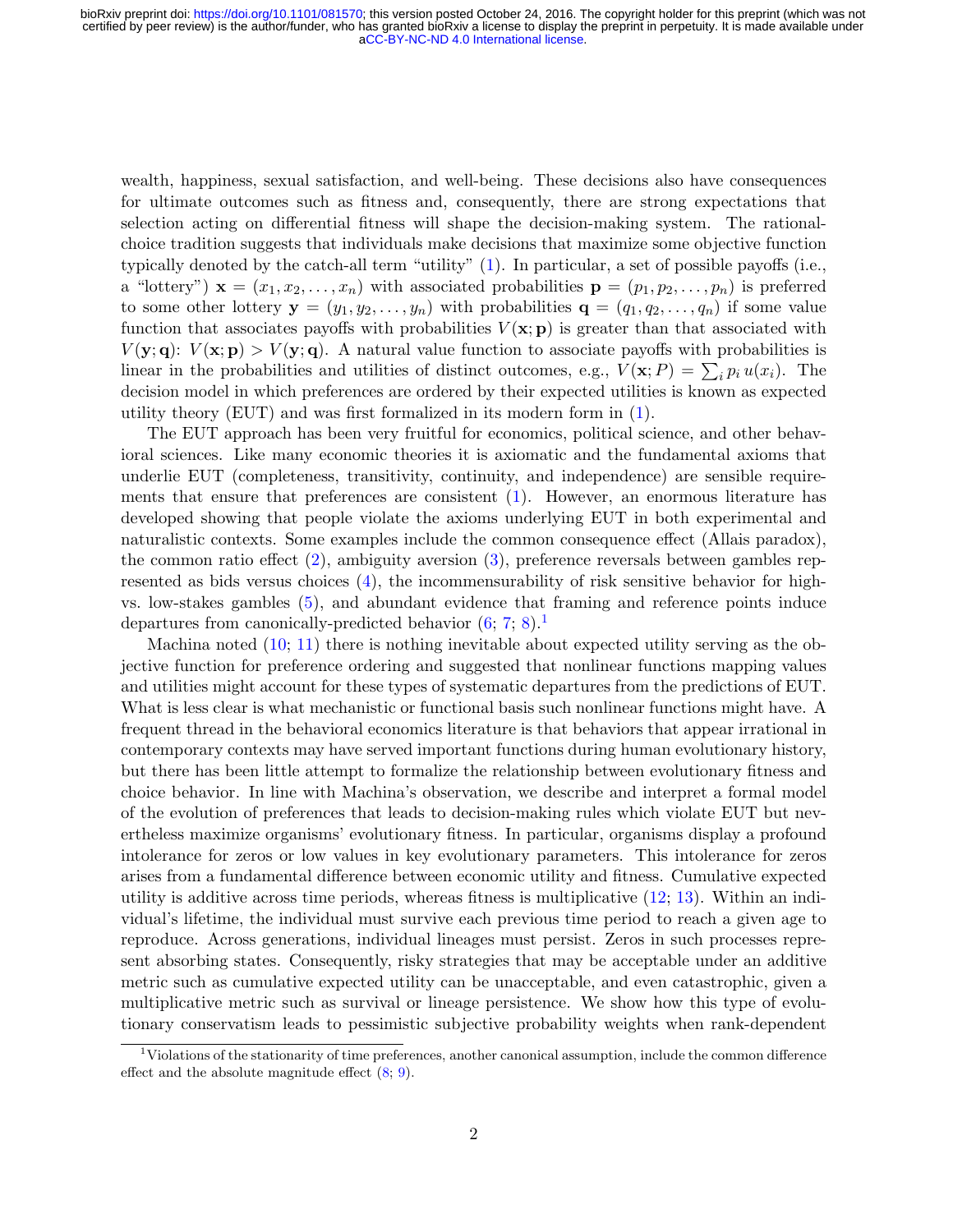wealth, happiness, sexual satisfaction, and well-being. These decisions also have consequences for ultimate outcomes such as fitness and, consequently, there are strong expectations that selection acting on differential fitness will shape the decision-making system. The rational-choice tradition suggests that individuals make decisions that maximize some objective function typically denoted by the catch-all term "utility" (1). In particular, a set of possible payoffs (i.e., a "lottery") $\mathbf{x} = (x_1, x_2, \ldots, x_n)$ with associated probabilities $\mathbf{p} = (p_1, p_2, \ldots, p_n)$ is preferred to some other lottery $\mathbf{y} = (y_1, y_2, \ldots, y_n)$ with probabilities $\mathbf{q} = (q_1, q_2, \ldots, q_n)$ if some value function that associates payoffs with probabilities $V(\mathbf{x}; \mathbf{p})$ is greater than that associated with $V(\mathbf{y}; \mathbf{q})$: $V(\mathbf{x}; \mathbf{p}) > V(\mathbf{y}; \mathbf{q})$. A natural value function to associate payoffs with probabilities is linear in the probabilities and utilities of distinct outcomes, e.g., $V(\mathbf{x}; P) = \sum_i p_i \, u(x_i)$. The decision model in which preferences are ordered by their expected utilities is known as expected utility theory (EUT) and was first formalized in its modern form in (1).

The EUT approach has been very fruitful for economics, political science, and other behavioral sciences. Like many economic theories it is axiomatic and the fundamental axioms that underlie EUT (completeness, transitivity, continuity, and independence) are sensible requirements that ensure that preferences are consistent (1). However, an enormous literature has developed showing that people violate the axioms underlying EUT in both experimental and naturalistic contexts. Some examples include the common consequence effect (Allais paradox), the common ratio effect (2), ambiguity aversion (3), preference reversals between gambles represented as bids versus choices (4), the incommensurability of risk sensitive behavior for high- vs. low-stakes gambles (5), and abundant evidence that framing and reference points induce departures from canonically-predicted behavior (6; 7; 8).[1]

Machina noted (10; 11) there is nothing inevitable about expected utility serving as the objective function for preference ordering and suggested that nonlinear functions mapping values and utilities might account for these types of systematic departures from the predictions of EUT. What is less clear is what mechanistic or functional basis such nonlinear functions might have. A frequent thread in the behavioral economics literature is that behaviors that appear irrational in contemporary contexts may have served important functions during human evolutionary history, but there has been little attempt to formalize the relationship between evolutionary fitness and choice behavior. In line with Machina's observation, we describe and interpret a formal model of the evolution of preferences that leads to decision-making rules which violate EUT but nevertheless maximize organisms' evolutionary fitness. In particular, organisms display a profound intolerance for zeros or low values in key evolutionary parameters. This intolerance for zeros arises from a fundamental difference between economic utility and fitness. Cumulative expected utility is additive across time periods, whereas fitness is multiplicative (12; 13). Within an individual's lifetime, the individual must survive each previous time period to reach a given age to reproduce. Across generations, individual lineages must persist. Zeros in such processes represent absorbing states. Consequently, risky strategies that may be acceptable under an additive metric such as cumulative expected utility can be unacceptable, and even catastrophic, given a multiplicative metric such as survival or lineage persistence. We show how this type of evolutionary conservatism leads to pessimistic subjective probability weights when rank-dependent

[1] Violations of the stationarity of time preferences, another canonical assumption, include the common difference effect and the absolute magnitude effect (8; 9).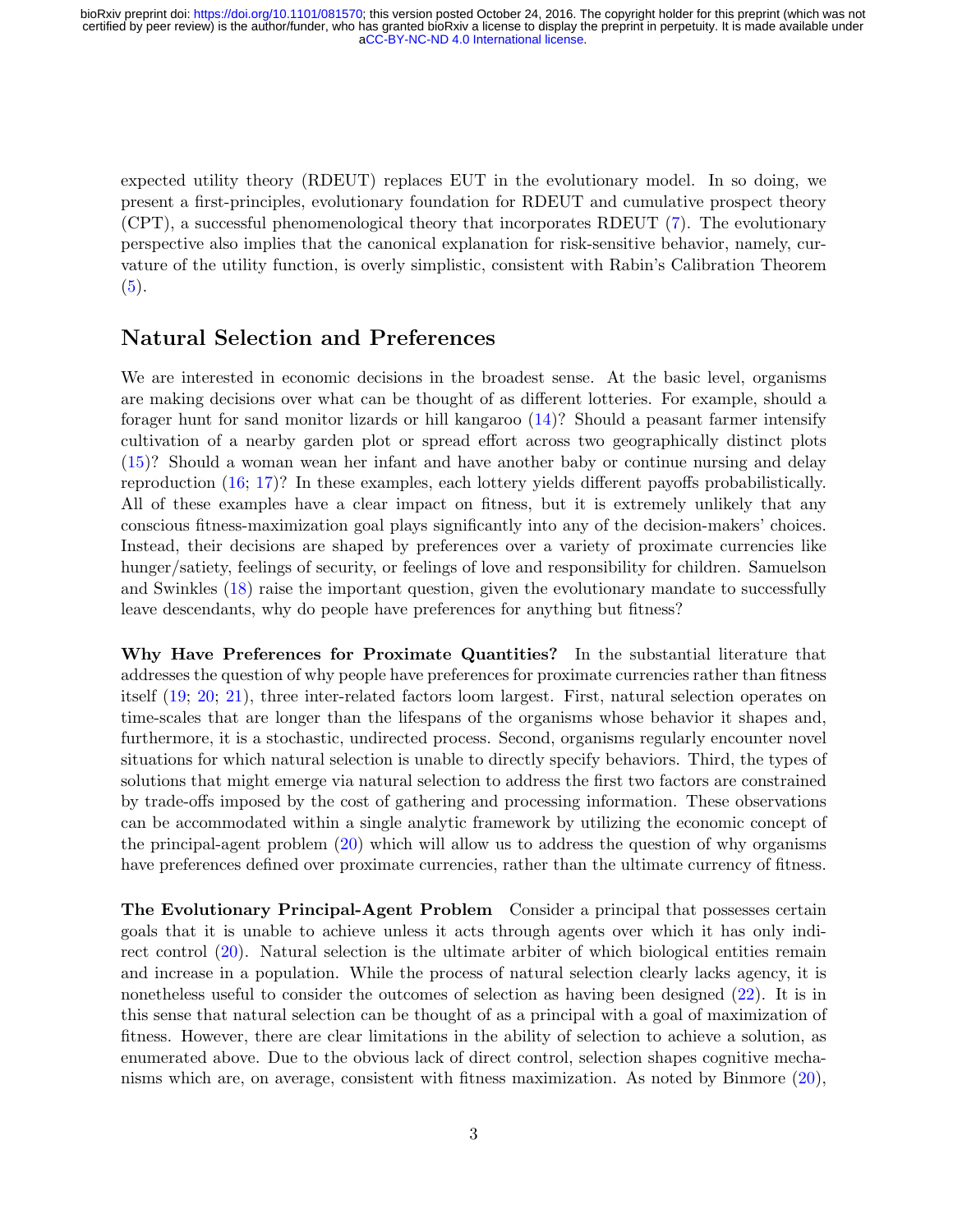expected utility theory (RDEUT) replaces EUT in the evolutionary model. In so doing, we present a first-principles, evolutionary foundation for RDEUT and cumulative prospect theory (CPT), a successful phenomenological theory that incorporates RDEUT (7). The evolutionary perspective also implies that the canonical explanation for risk-sensitive behavior, namely, curvature of the utility function, is overly simplistic, consistent with Rabin's Calibration Theorem (5).

## Natural Selection and Preferences

We are interested in economic decisions in the broadest sense. At the basic level, organisms are making decisions over what can be thought of as different lotteries. For example, should a forager hunt for sand monitor lizards or hill kangaroo (14)? Should a peasant farmer intensify cultivation of a nearby garden plot or spread effort across two geographically distinct plots (15)? Should a woman wean her infant and have another baby or continue nursing and delay reproduction (16; 17)? In these examples, each lottery yields different payoffs probabilistically. All of these examples have a clear impact on fitness, but it is extremely unlikely that any conscious fitness-maximization goal plays significantly into any of the decision-makers' choices. Instead, their decisions are shaped by preferences over a variety of proximate currencies like hunger/satiety, feelings of security, or feelings of love and responsibility for children. Samuelson and Swinkles (18) raise the important question, given the evolutionary mandate to successfully leave descendants, why do people have preferences for anything but fitness?

**Why Have Preferences for Proximate Quantities?** In the substantial literature that addresses the question of why people have preferences for proximate currencies rather than fitness itself (19; 20; 21), three inter-related factors loom largest. First, natural selection operates on time-scales that are longer than the lifespans of the organisms whose behavior it shapes and, furthermore, it is a stochastic, undirected process. Second, organisms regularly encounter novel situations for which natural selection is unable to directly specify behaviors. Third, the types of solutions that might emerge via natural selection to address the first two factors are constrained by trade-offs imposed by the cost of gathering and processing information. These observations can be accommodated within a single analytic framework by utilizing the economic concept of the principal-agent problem (20) which will allow us to address the question of why organisms have preferences defined over proximate currencies, rather than the ultimate currency of fitness.

**The Evolutionary Principal-Agent Problem** Consider a principal that possesses certain goals that it is unable to achieve unless it acts through agents over which it has only indirect control (20). Natural selection is the ultimate arbiter of which biological entities remain and increase in a population. While the process of natural selection clearly lacks agency, it is nonetheless useful to consider the outcomes of selection as having been designed (22). It is in this sense that natural selection can be thought of as a principal with a goal of maximization of fitness. However, there are clear limitations in the ability of selection to achieve a solution, as enumerated above. Due to the obvious lack of direct control, selection shapes cognitive mechanisms which are, on average, consistent with fitness maximization. As noted by Binmore (20),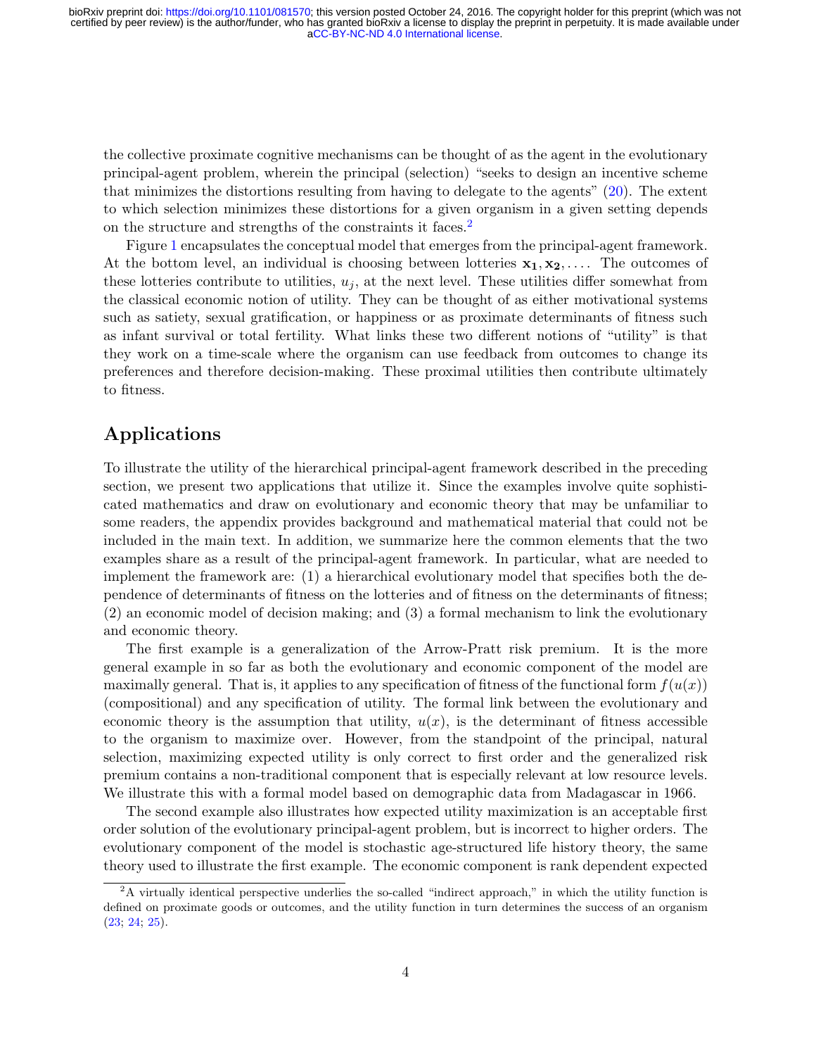the collective proximate cognitive mechanisms can be thought of as the agent in the evolutionary principal-agent problem, wherein the principal (selection) "seeks to design an incentive scheme that minimizes the distortions resulting from having to delegate to the agents" (20). The extent to which selection minimizes these distortions for a given organism in a given setting depends on the structure and strengths of the constraints it faces.[2]

Figure 1 encapsulates the conceptual model that emerges from the principal-agent framework. At the bottom level, an individual is choosing between lotteries $\mathbf{x_1}, \mathbf{x_2}, \ldots$. The outcomes of these lotteries contribute to utilities, $u_j$, at the next level. These utilities differ somewhat from the classical economic notion of utility. They can be thought of as either motivational systems such as satiety, sexual gratification, or happiness or as proximate determinants of fitness such as infant survival or total fertility. What links these two different notions of "utility" is that they work on a time-scale where the organism can use feedback from outcomes to change its preferences and therefore decision-making. These proximal utilities then contribute ultimately to fitness.

## Applications

To illustrate the utility of the hierarchical principal-agent framework described in the preceding section, we present two applications that utilize it. Since the examples involve quite sophisticated mathematics and draw on evolutionary and economic theory that may be unfamiliar to some readers, the appendix provides background and mathematical material that could not be included in the main text. In addition, we summarize here the common elements that the two examples share as a result of the principal-agent framework. In particular, what are needed to implement the framework are: (1) a hierarchical evolutionary model that specifies both the dependence of determinants of fitness on the lotteries and of fitness on the determinants of fitness; (2) an economic model of decision making; and (3) a formal mechanism to link the evolutionary and economic theory.

The first example is a generalization of the Arrow-Pratt risk premium. It is the more general example in so far as both the evolutionary and economic component of the model are maximally general. That is, it applies to any specification of fitness of the functional form $f(u(x))$ (compositional) and any specification of utility. The formal link between the evolutionary and economic theory is the assumption that utility, $u(x)$, is the determinant of fitness accessible to the organism to maximize over. However, from the standpoint of the principal, natural selection, maximizing expected utility is only correct to first order and the generalized risk premium contains a non-traditional component that is especially relevant at low resource levels. We illustrate this with a formal model based on demographic data from Madagascar in 1966.

The second example also illustrates how expected utility maximization is an acceptable first order solution of the evolutionary principal-agent problem, but is incorrect to higher orders. The evolutionary component of the model is stochastic age-structured life history theory, the same theory used to illustrate the first example. The economic component is rank dependent expected

[2] A virtually identical perspective underlies the so-called "indirect approach," in which the utility function is defined on proximate goods or outcomes, and the utility function in turn determines the success of an organism (23; 24; 25).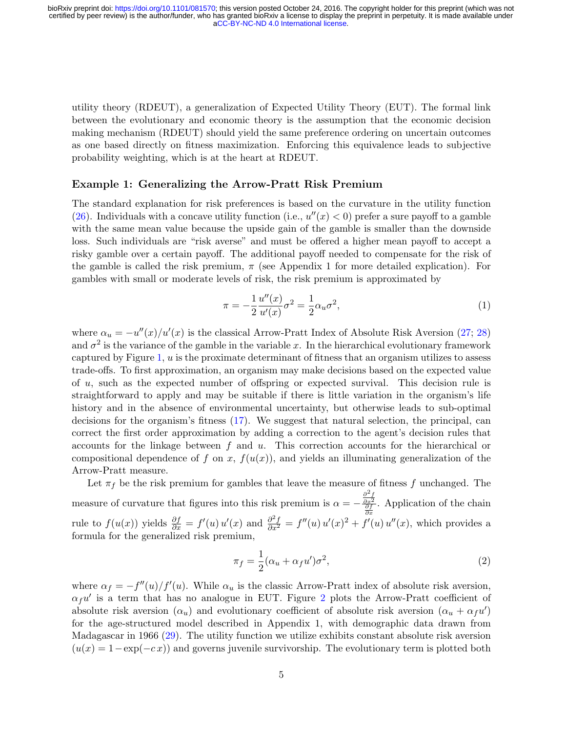utility theory (RDEUT), a generalization of Expected Utility Theory (EUT). The formal link between the evolutionary and economic theory is the assumption that the economic decision making mechanism (RDEUT) should yield the same preference ordering on uncertain outcomes as one based directly on fitness maximization. Enforcing this equivalence leads to subjective probability weighting, which is at the heart at RDEUT.

### Example 1: Generalizing the Arrow-Pratt Risk Premium

The standard explanation for risk preferences is based on the curvature in the utility function (26). Individuals with a concave utility function (i.e., $u''(x) < 0$) prefer a sure payoff to a gamble with the same mean value because the upside gain of the gamble is smaller than the downside loss. Such individuals are "risk averse" and must be offered a higher mean payoff to accept a risky gamble over a certain payoff. The additional payoff needed to compensate for the risk of the gamble is called the risk premium, $\pi$ (see Appendix 1 for more detailed explication). For gambles with small or moderate levels of risk, the risk premium is approximated by

$$\pi = -\frac{1}{2}\frac{u''(x)}{u'(x)}\sigma^2 = \frac{1}{2}\alpha_u \sigma^2, \tag{1}$$

where $\alpha_u = -u''(x)/u'(x)$ is the classical Arrow-Pratt Index of Absolute Risk Aversion (27; 28) and $\sigma^2$ is the variance of the gamble in the variable $x$. In the hierarchical evolutionary framework captured by Figure 1, $u$ is the proximate determinant of fitness that an organism utilizes to assess trade-offs. To first approximation, an organism may make decisions based on the expected value of $u$, such as the expected number of offspring or expected survival. This decision rule is straightforward to apply and may be suitable if there is little variation in the organism's life history and in the absence of environmental uncertainty, but otherwise leads to sub-optimal decisions for the organism's fitness (17). We suggest that natural selection, the principal, can correct the first order approximation by adding a correction to the agent's decision rules that accounts for the linkage between $f$ and $u$. This correction accounts for the hierarchical or compositional dependence of $f$ on $x$, $f(u(x))$, and yields an illuminating generalization of the Arrow-Pratt measure.

Let $\pi_f$ be the risk premium for gambles that leave the measure of fitness $f$ unchanged. The measure of curvature that figures into this risk premium is $\alpha = -\frac{\frac{\partial^2 f}{\partial x^2}}{\frac{\partial f}{\partial x}}$. Application of the chain rule to $f(u(x))$ yields $\frac{\partial f}{\partial x} = f'(u)\,u'(x)$ and $\frac{\partial^2 f}{\partial x^2} = f''(u)\,u'(x)^2 + f'(u)\,u''(x)$, which provides a formula for the generalized risk premium,

$$\pi_f = \frac{1}{2}(\alpha_u + \alpha_f u')\sigma^2, \tag{2}$$

where $\alpha_f = -f''(u)/f'(u)$. While $\alpha_u$ is the classic Arrow-Pratt index of absolute risk aversion, $\alpha_f u'$ is a term that has no analogue in EUT. Figure 2 plots the Arrow-Pratt coefficient of absolute risk aversion ($\alpha_u$) and evolutionary coefficient of absolute risk aversion ($\alpha_u + \alpha_f u'$) for the age-structured model described in Appendix 1, with demographic data drawn from Madagascar in 1966 (29). The utility function we utilize exhibits constant absolute risk aversion ($u(x) = 1 - \exp(-c\,x)$) and governs juvenile survivorship. The evolutionary term is plotted both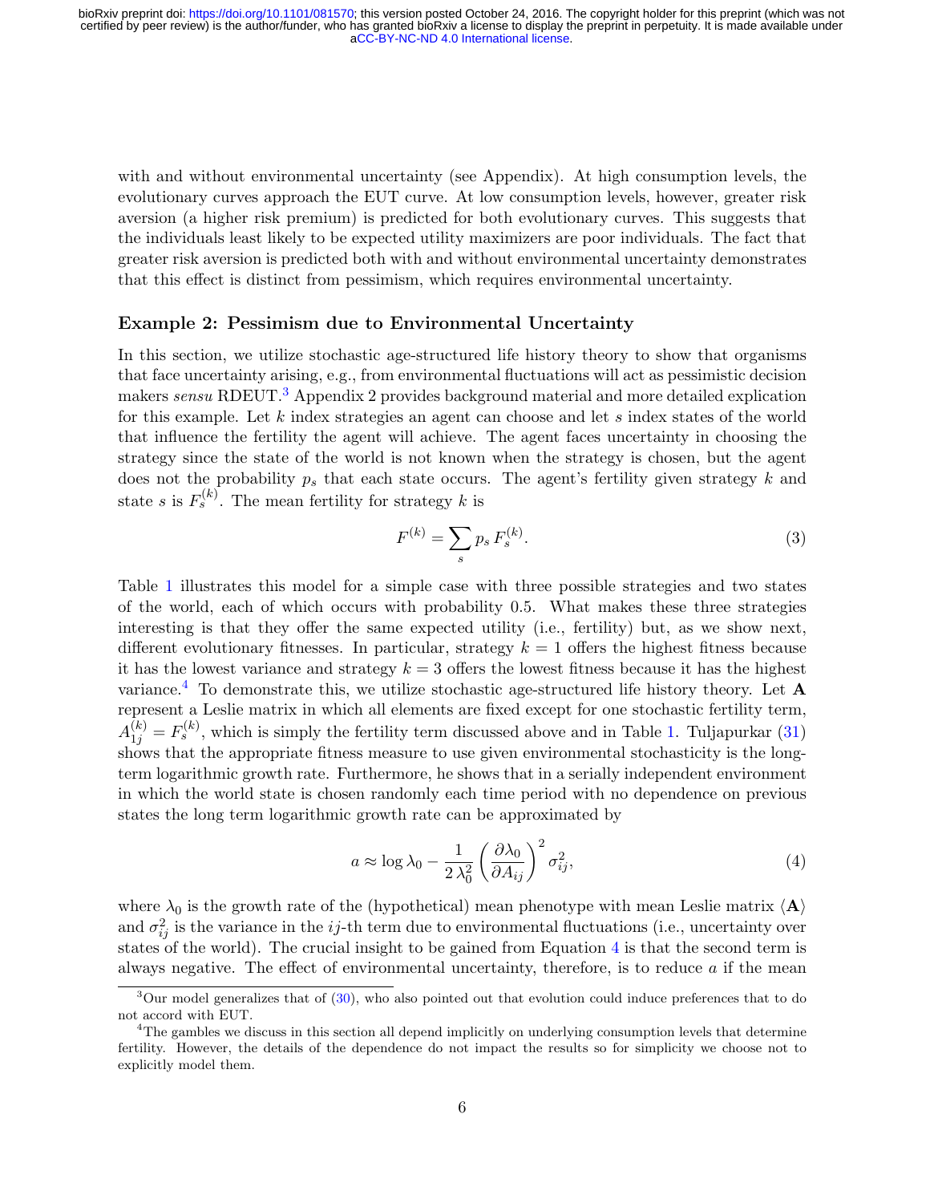with and without environmental uncertainty (see Appendix). At high consumption levels, the evolutionary curves approach the EUT curve. At low consumption levels, however, greater risk aversion (a higher risk premium) is predicted for both evolutionary curves. This suggests that the individuals least likely to be expected utility maximizers are poor individuals. The fact that greater risk aversion is predicted both with and without environmental uncertainty demonstrates that this effect is distinct from pessimism, which requires environmental uncertainty.

### Example 2: Pessimism due to Environmental Uncertainty

In this section, we utilize stochastic age-structured life history theory to show that organisms that face uncertainty arising, e.g., from environmental fluctuations will act as pessimistic decision makers *sensu* RDEUT.[3] Appendix 2 provides background material and more detailed explication for this example. Let $k$ index strategies an agent can choose and let $s$ index states of the world that influence the fertility the agent will achieve. The agent faces uncertainty in choosing the strategy since the state of the world is not known when the strategy is chosen, but the agent does not the probability $p_s$ that each state occurs. The agent's fertility given strategy $k$ and state $s$ is $F_s^{(k)}$. The mean fertility for strategy $k$ is

$$F^{(k)} = \sum_s p_s \, F_s^{(k)}. \tag{3}$$

Table 1 illustrates this model for a simple case with three possible strategies and two states of the world, each of which occurs with probability 0.5. What makes these three strategies interesting is that they offer the same expected utility (i.e., fertility) but, as we show next, different evolutionary fitnesses. In particular, strategy $k = 1$ offers the highest fitness because it has the lowest variance and strategy $k = 3$ offers the lowest fitness because it has the highest variance.[4] To demonstrate this, we utilize stochastic age-structured life history theory. Let $\mathbf{A}$ represent a Leslie matrix in which all elements are fixed except for one stochastic fertility term, $A_{1j}^{(k)} = F_s^{(k)}$, which is simply the fertility term discussed above and in Table 1. Tuljapurkar (31) shows that the appropriate fitness measure to use given environmental stochasticity is the long-term logarithmic growth rate. Furthermore, he shows that in a serially independent environment in which the world state is chosen randomly each time period with no dependence on previous states the long term logarithmic growth rate can be approximated by

$$a \approx \log \lambda_0 - \frac{1}{2\,\lambda_0^2} \left( \frac{\partial \lambda_0}{\partial A_{ij}} \right)^2 \sigma_{ij}^2, \tag{4}$$

where $\lambda_0$ is the growth rate of the (hypothetical) mean phenotype with mean Leslie matrix $\langle \mathbf{A} \rangle$ and $\sigma_{ij}^2$ is the variance in the $ij$-th term due to environmental fluctuations (i.e., uncertainty over states of the world). The crucial insight to be gained from Equation 4 is that the second term is always negative. The effect of environmental uncertainty, therefore, is to reduce $a$ if the mean

---

[3] Our model generalizes that of (30), who also pointed out that evolution could induce preferences that to do not accord with EUT.

[4] The gambles we discuss in this section all depend implicitly on underlying consumption levels that determine fertility. However, the details of the dependence do not impact the results so for simplicity we choose not to explicitly model them.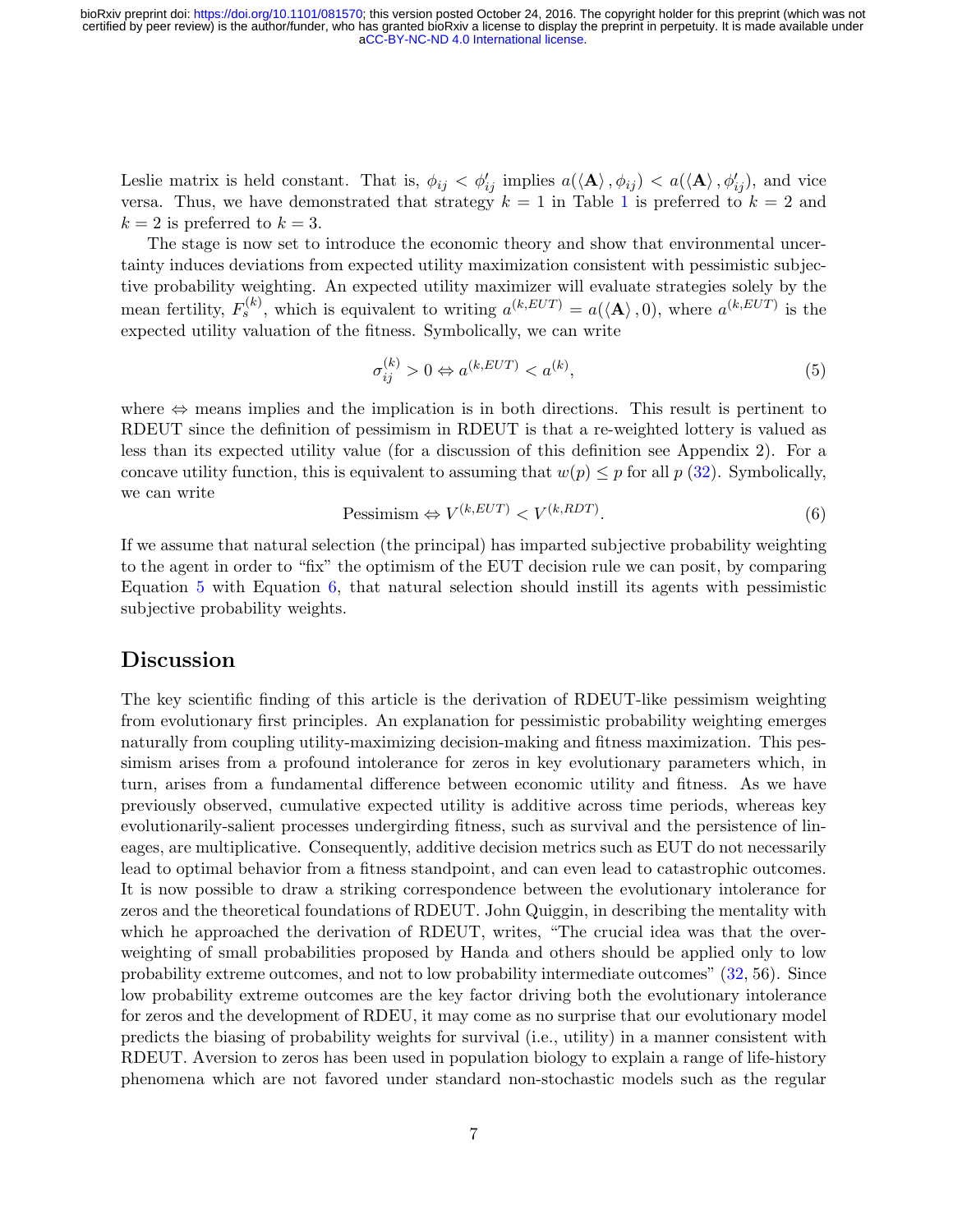Leslie matrix is held constant. That is, $\phi_{ij} < \phi'_{ij}$ implies $a(\langle \mathbf{A} \rangle, \phi_{ij}) < a(\langle \mathbf{A} \rangle, \phi'_{ij})$, and vice versa. Thus, we have demonstrated that strategy $k = 1$ in Table 1 is preferred to $k = 2$ and $k = 2$ is preferred to $k = 3$.

The stage is now set to introduce the economic theory and show that environmental uncertainty induces deviations from expected utility maximization consistent with pessimistic subjective probability weighting. An expected utility maximizer will evaluate strategies solely by the mean fertility, $F_s^{(k)}$, which is equivalent to writing $a^{(k,EUT)} = a(\langle \mathbf{A} \rangle, 0)$, where $a^{(k,EUT)}$ is the expected utility valuation of the fitness. Symbolically, we can write

$$\sigma_{ij}^{(k)} > 0 \Leftrightarrow a^{(k,EUT)} < a^{(k)}, \tag{5}$$

where $\Leftrightarrow$ means implies and the implication is in both directions. This result is pertinent to RDEUT since the definition of pessimism in RDEUT is that a re-weighted lottery is valued as less than its expected utility value (for a discussion of this definition see Appendix 2). For a concave utility function, this is equivalent to assuming that $w(p) \leq p$ for all $p$ (32). Symbolically, we can write

$$\text{Pessimism} \Leftrightarrow V^{(k,EUT)} < V^{(k,RDT)}. \tag{6}$$

If we assume that natural selection (the principal) has imparted subjective probability weighting to the agent in order to "fix" the optimism of the EUT decision rule we can posit, by comparing Equation 5 with Equation 6, that natural selection should instill its agents with pessimistic subjective probability weights.

## Discussion

The key scientific finding of this article is the derivation of RDEUT-like pessimism weighting from evolutionary first principles. An explanation for pessimistic probability weighting emerges naturally from coupling utility-maximizing decision-making and fitness maximization. This pessimism arises from a profound intolerance for zeros in key evolutionary parameters which, in turn, arises from a fundamental difference between economic utility and fitness. As we have previously observed, cumulative expected utility is additive across time periods, whereas key evolutionarily-salient processes undergirding fitness, such as survival and the persistence of lineages, are multiplicative. Consequently, additive decision metrics such as EUT do not necessarily lead to optimal behavior from a fitness standpoint, and can even lead to catastrophic outcomes. It is now possible to draw a striking correspondence between the evolutionary intolerance for zeros and the theoretical foundations of RDEUT. John Quiggin, in describing the mentality with which he approached the derivation of RDEUT, writes, "The crucial idea was that the overweighting of small probabilities proposed by Handa and others should be applied only to low probability extreme outcomes, and not to low probability intermediate outcomes" (32, 56). Since low probability extreme outcomes are the key factor driving both the evolutionary intolerance for zeros and the development of RDEU, it may come as no surprise that our evolutionary model predicts the biasing of probability weights for survival (i.e., utility) in a manner consistent with RDEUT. Aversion to zeros has been used in population biology to explain a range of life-history phenomena which are not favored under standard non-stochastic models such as the regular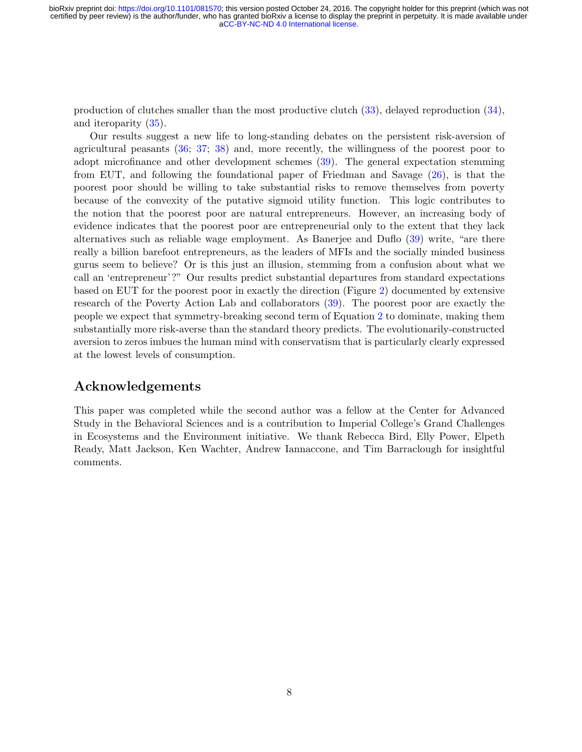production of clutches smaller than the most productive clutch (33), delayed reproduction (34), and iteroparity (35).

Our results suggest a new life to long-standing debates on the persistent risk-aversion of agricultural peasants (36; 37; 38) and, more recently, the willingness of the poorest poor to adopt microfinance and other development schemes (39). The general expectation stemming from EUT, and following the foundational paper of Friedman and Savage (26), is that the poorest poor should be willing to take substantial risks to remove themselves from poverty because of the convexity of the putative sigmoid utility function. This logic contributes to the notion that the poorest poor are natural entrepreneurs. However, an increasing body of evidence indicates that the poorest poor are entrepreneurial only to the extent that they lack alternatives such as reliable wage employment. As Banerjee and Duflo (39) write, "are there really a billion barefoot entrepreneurs, as the leaders of MFIs and the socially minded business gurus seem to believe? Or is this just an illusion, stemming from a confusion about what we call an 'entrepreneur'?" Our results predict substantial departures from standard expectations based on EUT for the poorest poor in exactly the direction (Figure 2) documented by extensive research of the Poverty Action Lab and collaborators (39). The poorest poor are exactly the people we expect that symmetry-breaking second term of Equation 2 to dominate, making them substantially more risk-averse than the standard theory predicts. The evolutionarily-constructed aversion to zeros imbues the human mind with conservatism that is particularly clearly expressed at the lowest levels of consumption.

## Acknowledgements

This paper was completed while the second author was a fellow at the Center for Advanced Study in the Behavioral Sciences and is a contribution to Imperial College's Grand Challenges in Ecosystems and the Environment initiative. We thank Rebecca Bird, Elly Power, Elpeth Ready, Matt Jackson, Ken Wachter, Andrew Iannaccone, and Tim Barraclough for insightful comments.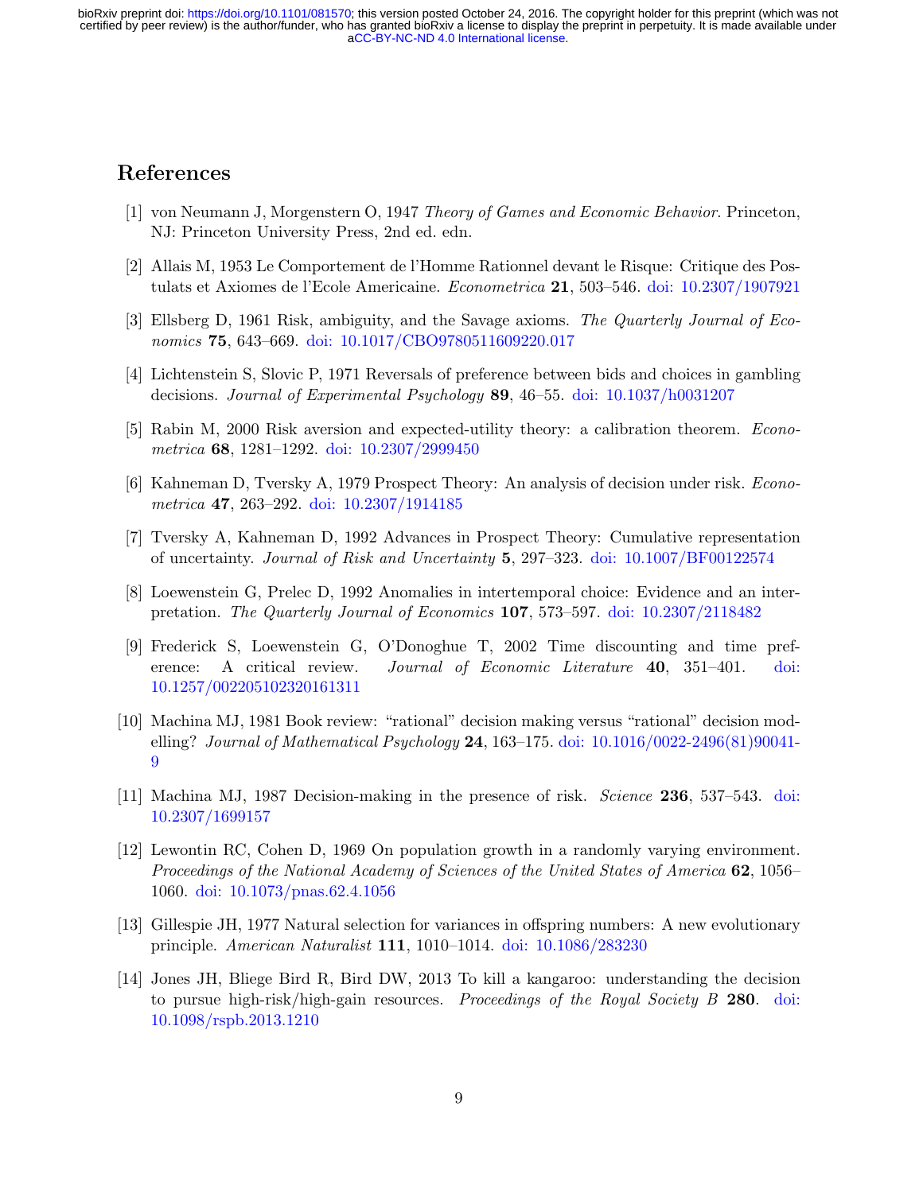## References

[1] von Neumann J, Morgenstern O, 1947 *Theory of Games and Economic Behavior*. Princeton, NJ: Princeton University Press, 2nd ed. edn.

[2] Allais M, 1953 Le Comportement de l'Homme Rationnel devant le Risque: Critique des Postulats et Axiomes de l'Ecole Americaine. *Econometrica* **21**, 503–546. doi: 10.2307/1907921

[3] Ellsberg D, 1961 Risk, ambiguity, and the Savage axioms. *The Quarterly Journal of Economics* **75**, 643–669. doi: 10.1017/CBO9780511609220.017

[4] Lichtenstein S, Slovic P, 1971 Reversals of preference between bids and choices in gambling decisions. *Journal of Experimental Psychology* **89**, 46–55. doi: 10.1037/h0031207

[5] Rabin M, 2000 Risk aversion and expected-utility theory: a calibration theorem. *Econometrica* **68**, 1281–1292. doi: 10.2307/2999450

[6] Kahneman D, Tversky A, 1979 Prospect Theory: An analysis of decision under risk. *Econometrica* **47**, 263–292. doi: 10.2307/1914185

[7] Tversky A, Kahneman D, 1992 Advances in Prospect Theory: Cumulative representation of uncertainty. *Journal of Risk and Uncertainty* **5**, 297–323. doi: 10.1007/BF00122574

[8] Loewenstein G, Prelec D, 1992 Anomalies in intertemporal choice: Evidence and an interpretation. *The Quarterly Journal of Economics* **107**, 573–597. doi: 10.2307/2118482

[9] Frederick S, Loewenstein G, O'Donoghue T, 2002 Time discounting and time preference: A critical review. *Journal of Economic Literature* **40**, 351–401. doi: 10.1257/002205102320161311

[10] Machina MJ, 1981 Book review: "rational" decision making versus "rational" decision modelling? *Journal of Mathematical Psychology* **24**, 163–175. doi: 10.1016/0022-2496(81)90041-9

[11] Machina MJ, 1987 Decision-making in the presence of risk. *Science* **236**, 537–543. doi: 10.2307/1699157

[12] Lewontin RC, Cohen D, 1969 On population growth in a randomly varying environment. *Proceedings of the National Academy of Sciences of the United States of America* **62**, 1056–1060. doi: 10.1073/pnas.62.4.1056

[13] Gillespie JH, 1977 Natural selection for variances in offspring numbers: A new evolutionary principle. *American Naturalist* **111**, 1010–1014. doi: 10.1086/283230

[14] Jones JH, Bliege Bird R, Bird DW, 2013 To kill a kangaroo: understanding the decision to pursue high-risk/high-gain resources. *Proceedings of the Royal Society B* **280**. doi: 10.1098/rspb.2013.1210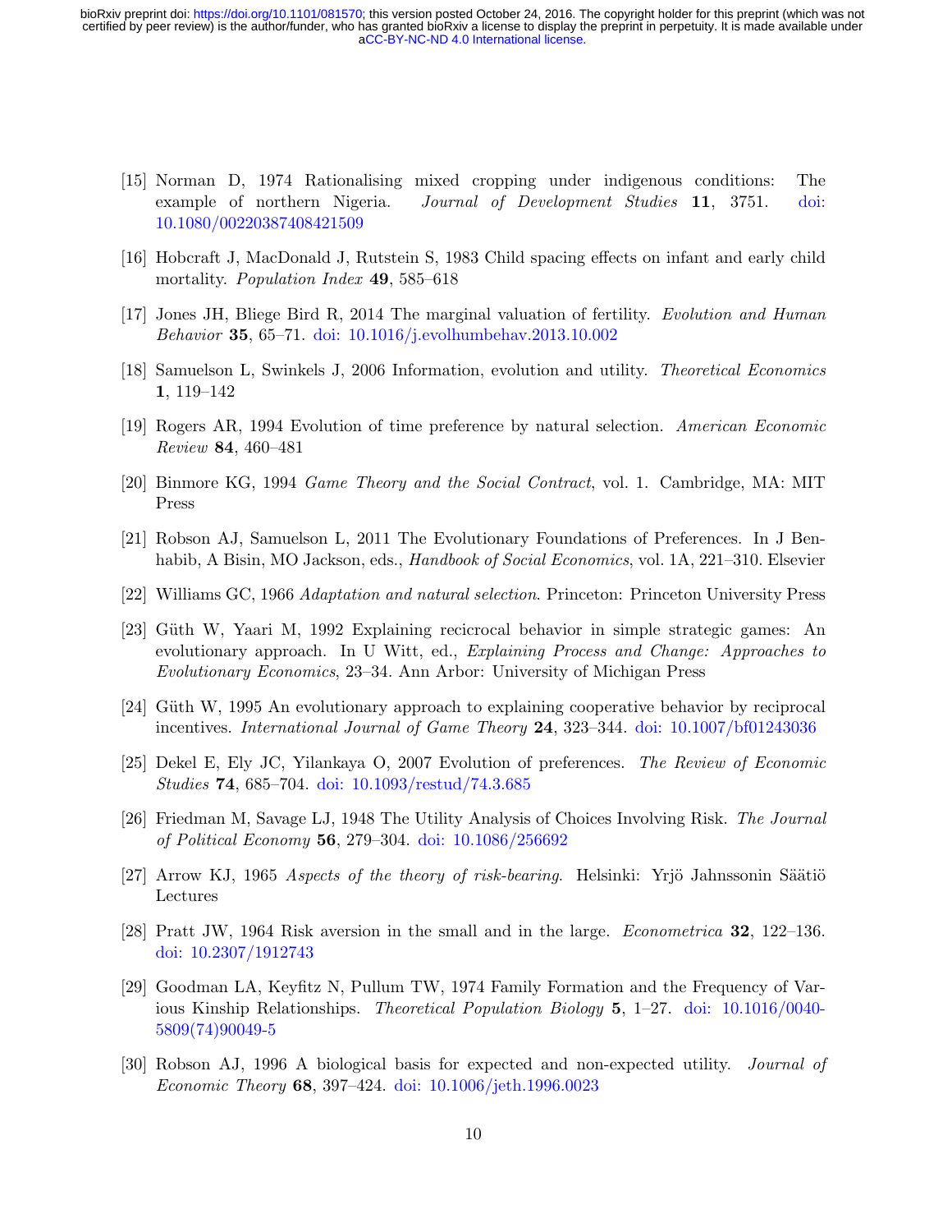[15] Norman D, 1974 Rationalising mixed cropping under indigenous conditions: The example of northern Nigeria. *Journal of Development Studies* **11**, 3751. doi: 10.1080/00220387408421509

[16] Hobcraft J, MacDonald J, Rutstein S, 1983 Child spacing effects on infant and early child mortality. *Population Index* **49**, 585–618

[17] Jones JH, Bliege Bird R, 2014 The marginal valuation of fertility. *Evolution and Human Behavior* **35**, 65–71. doi: 10.1016/j.evolhumbehav.2013.10.002

[18] Samuelson L, Swinkels J, 2006 Information, evolution and utility. *Theoretical Economics* **1**, 119–142

[19] Rogers AR, 1994 Evolution of time preference by natural selection. *American Economic Review* **84**, 460–481

[20] Binmore KG, 1994 *Game Theory and the Social Contract*, vol. 1. Cambridge, MA: MIT Press

[21] Robson AJ, Samuelson L, 2011 The Evolutionary Foundations of Preferences. In J Benhabib, A Bisin, MO Jackson, eds., *Handbook of Social Economics*, vol. 1A, 221–310. Elsevier

[22] Williams GC, 1966 *Adaptation and natural selection*. Princeton: Princeton University Press

[23] Güth W, Yaari M, 1992 Explaining recicrocal behavior in simple strategic games: An evolutionary approach. In U Witt, ed., *Explaining Process and Change: Approaches to Evolutionary Economics*, 23–34. Ann Arbor: University of Michigan Press

[24] Güth W, 1995 An evolutionary approach to explaining cooperative behavior by reciprocal incentives. *International Journal of Game Theory* **24**, 323–344. doi: 10.1007/bf01243036

[25] Dekel E, Ely JC, Yilankaya O, 2007 Evolution of preferences. *The Review of Economic Studies* **74**, 685–704. doi: 10.1093/restud/74.3.685

[26] Friedman M, Savage LJ, 1948 The Utility Analysis of Choices Involving Risk. *The Journal of Political Economy* **56**, 279–304. doi: 10.1086/256692

[27] Arrow KJ, 1965 *Aspects of the theory of risk-bearing*. Helsinki: Yrjö Jahnssonin Säätiö Lectures

[28] Pratt JW, 1964 Risk aversion in the small and in the large. *Econometrica* **32**, 122–136. doi: 10.2307/1912743

[29] Goodman LA, Keyfitz N, Pullum TW, 1974 Family Formation and the Frequency of Various Kinship Relationships. *Theoretical Population Biology* **5**, 1–27. doi: 10.1016/0040-5809(74)90049-5

[30] Robson AJ, 1996 A biological basis for expected and non-expected utility. *Journal of Economic Theory* **68**, 397–424. doi: 10.1006/jeth.1996.0023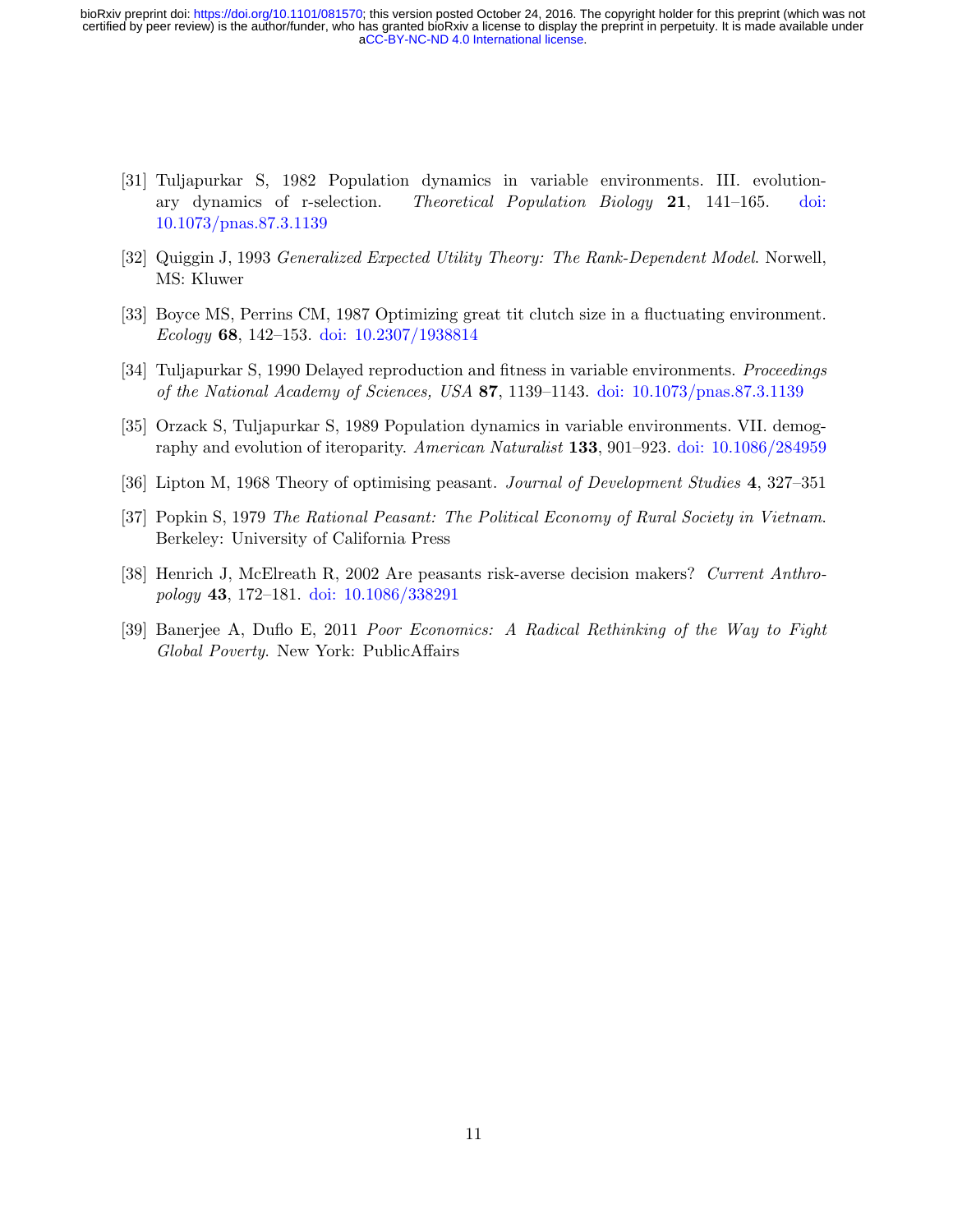[31] Tuljapurkar S, 1982 Population dynamics in variable environments. III. evolutionary dynamics of r-selection. *Theoretical Population Biology* **21**, 141–165. doi: 10.1073/pnas.87.3.1139

[32] Quiggin J, 1993 *Generalized Expected Utility Theory: The Rank-Dependent Model*. Norwell, MS: Kluwer

[33] Boyce MS, Perrins CM, 1987 Optimizing great tit clutch size in a fluctuating environment. *Ecology* **68**, 142–153. doi: 10.2307/1938814

[34] Tuljapurkar S, 1990 Delayed reproduction and fitness in variable environments. *Proceedings of the National Academy of Sciences, USA* **87**, 1139–1143. doi: 10.1073/pnas.87.3.1139

[35] Orzack S, Tuljapurkar S, 1989 Population dynamics in variable environments. VII. demography and evolution of iteroparity. *American Naturalist* **133**, 901–923. doi: 10.1086/284959

[36] Lipton M, 1968 Theory of optimising peasant. *Journal of Development Studies* **4**, 327–351

[37] Popkin S, 1979 *The Rational Peasant: The Political Economy of Rural Society in Vietnam*. Berkeley: University of California Press

[38] Henrich J, McElreath R, 2002 Are peasants risk-averse decision makers? *Current Anthropology* **43**, 172–181. doi: 10.1086/338291

[39] Banerjee A, Duflo E, 2011 *Poor Economics: A Radical Rethinking of the Way to Fight Global Poverty*. New York: PublicAffairs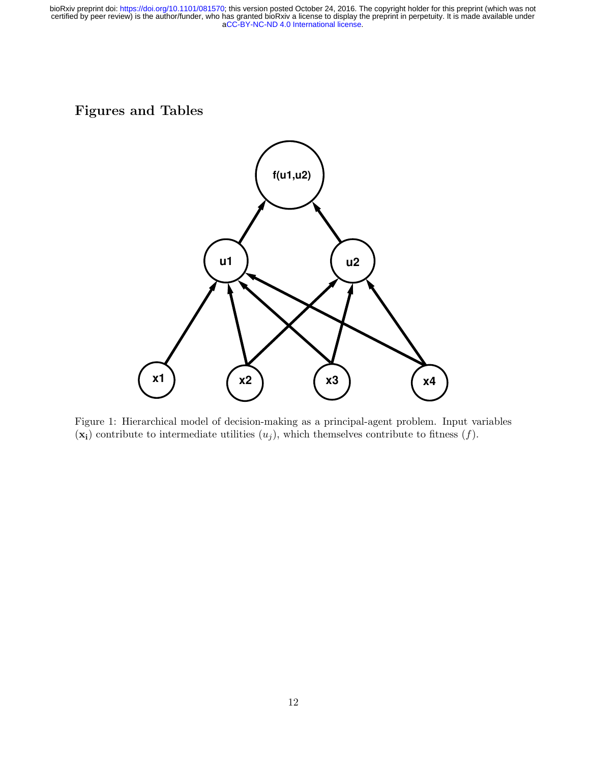## Figures and Tables

Figure 1: Hierarchical model of decision-making as a principal-agent problem. Input variables ($\mathbf{x_i}$) contribute to intermediate utilities ($u_j$), which themselves contribute to fitness ($f$).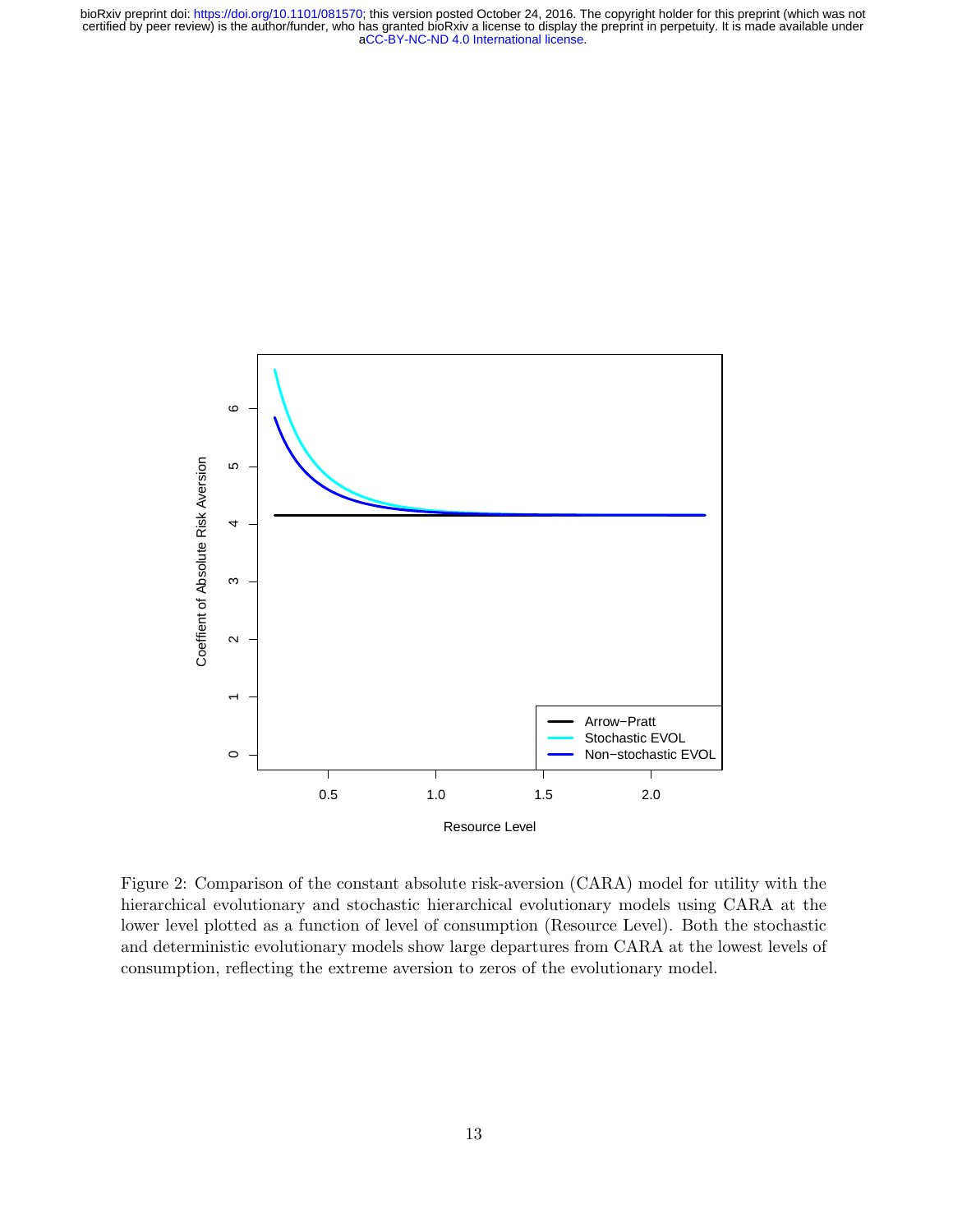Figure 2: Comparison of the constant absolute risk-aversion (CARA) model for utility with the hierarchical evolutionary and stochastic hierarchical evolutionary models using CARA at the lower level plotted as a function of level of consumption (Resource Level). Both the stochastic and deterministic evolutionary models show large departures from CARA at the lowest levels of consumption, reflecting the extreme aversion to zeros of the evolutionary model.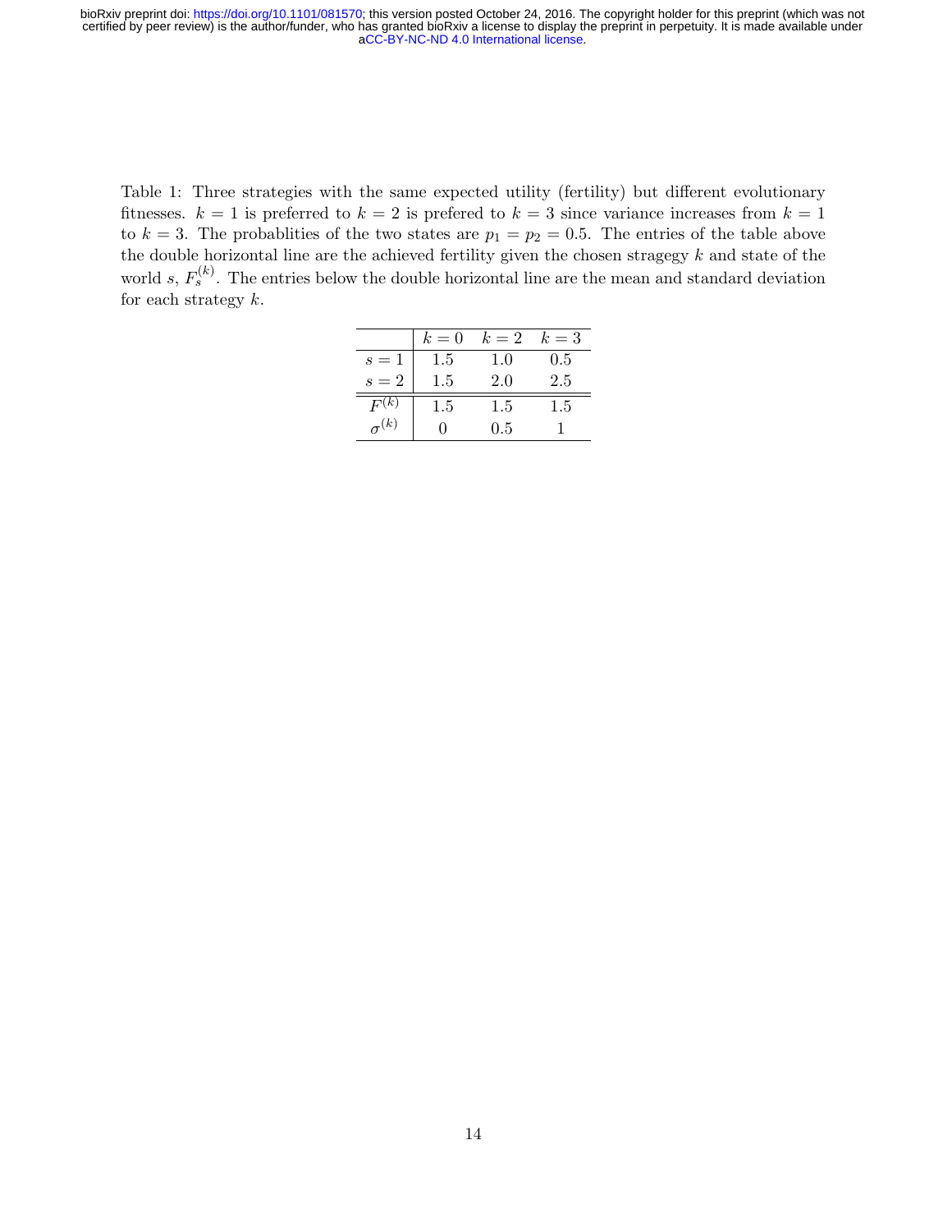Table 1: Three strategies with the same expected utility (fertility) but different evolutionary fitnesses. $k = 1$ is preferred to $k = 2$ is prefered to $k = 3$ since variance increases from $k = 1$ to $k = 3$. The probablities of the two states are $p_1 = p_2 = 0.5$. The entries of the table above the double horizontal line are the achieved fertility given the chosen stragegy $k$ and state of the world $s$, $F_s^{(k)}$. The entries below the double horizontal line are the mean and standard deviation for each strategy $k$.

| | $k = 0$ | $k = 2$ | $k = 3$ |
|---|---|---|---|
| $s = 1$ | 1.5 | 1.0 | 0.5 |
| $s = 2$ | 1.5 | 2.0 | 2.5 |
| $F^{(k)}$ | 1.5 | 1.5 | 1.5 |
| $\sigma^{(k)}$ | 0 | 0.5 | 1 |